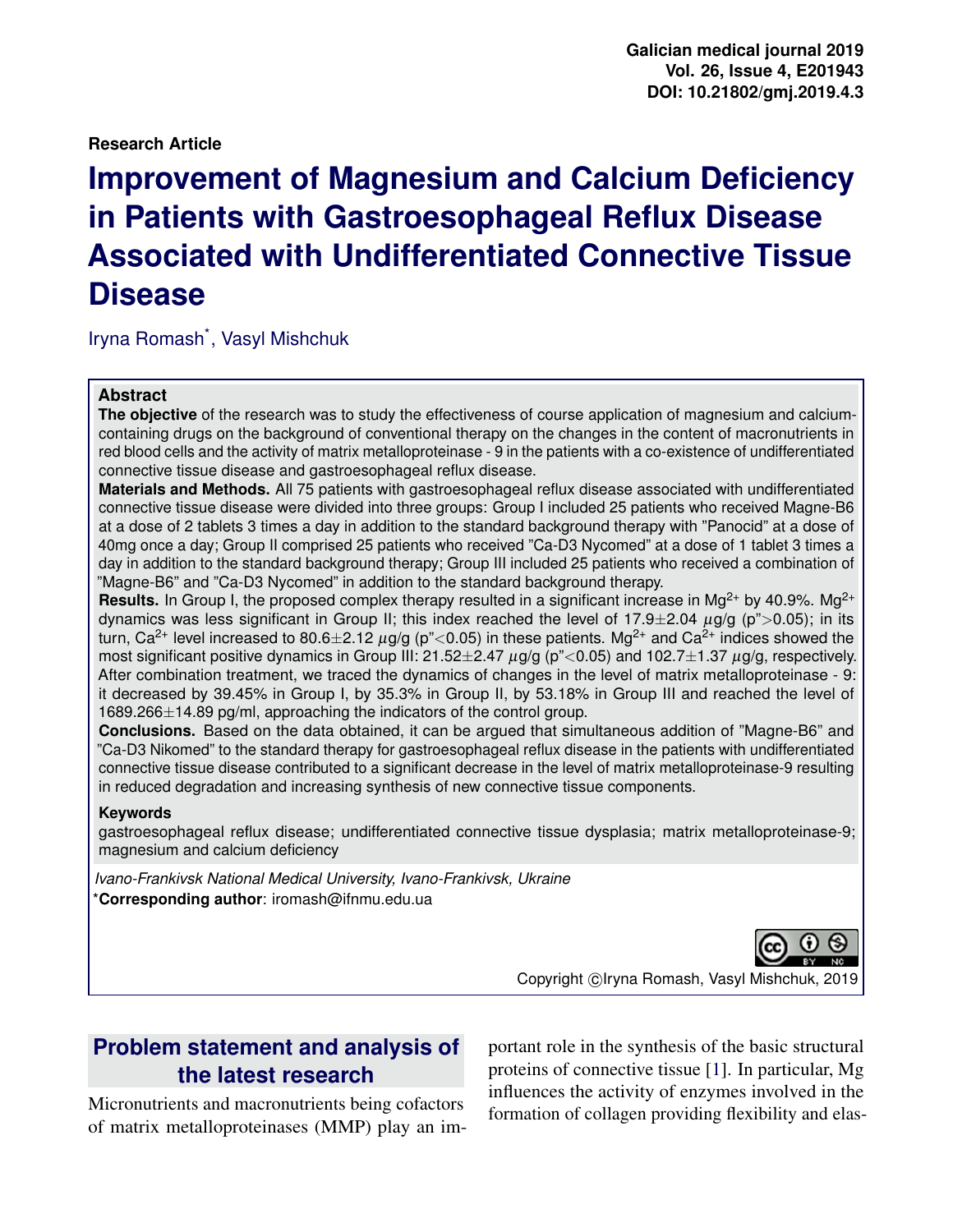Research Article

# Improvement of Magnesium and Calcium Deficiency in Patients with Gastroesophageal Reflux Disease Associated with Undifferentiated Connective Tissue Disease

Iryna Romash*, Vasyl Mishchuk

## Abstract

**The objective** of the research was to study the effectiveness of course application of magnesium and calcium-containing drugs on the background of conventional therapy on the changes in the content of macronutrients in red blood cells and the activity of matrix metalloproteinase - 9 in the patients with a co-existence of undifferentiated connective tissue disease and gastroesophageal reflux disease.

**Materials and Methods.** All 75 patients with gastroesophageal reflux disease associated with undifferentiated connective tissue disease were divided into three groups: Group I included 25 patients who received Magne-B6 at a dose of 2 tablets 3 times a day in addition to the standard background therapy with "Panocid" at a dose of 40mg once a day; Group II comprised 25 patients who received "Ca-D3 Nycomed" at a dose of 1 tablet 3 times a day in addition to the standard background therapy; Group III included 25 patients who received a combination of "Magne-B6" and "Ca-D3 Nycomed" in addition to the standard background therapy.

**Results.** In Group I, the proposed complex therapy resulted in a significant increase in $Mg^{2+}$ by 40.9%. $Mg^{2+}$ dynamics was less significant in Group II; this index reached the level of 17.9±2.04 $\mu$g/g (p">0.05); in its turn, $Ca^{2+}$ level increased to 80.6±2.12 $\mu$g/g (p"<0.05) in these patients. $Mg^{2+}$ and $Ca^{2+}$ indices showed the most significant positive dynamics in Group III: 21.52±2.47 $\mu$g/g (p"<0.05) and 102.7±1.37 $\mu$g/g, respectively. After combination treatment, we traced the dynamics of changes in the level of matrix metalloproteinase - 9: it decreased by 39.45% in Group I, by 35.3% in Group II, by 53.18% in Group III and reached the level of 1689.266±14.89 pg/ml, approaching the indicators of the control group.

**Conclusions.** Based on the data obtained, it can be argued that simultaneous addition of "Magne-B6" and "Ca-D3 Nikomed" to the standard therapy for gastroesophageal reflux disease in the patients with undifferentiated connective tissue disease contributed to a significant decrease in the level of matrix metalloproteinase-9 resulting in reduced degradation and increasing synthesis of new connective tissue components.

### Keywords

gastroesophageal reflux disease; undifferentiated connective tissue dysplasia; matrix metalloproteinase-9; magnesium and calcium deficiency

*Ivano-Frankivsk National Medical University, Ivano-Frankivsk, Ukraine*

***Corresponding author**: iromash@ifnmu.edu.ua

Copyright ©Iryna Romash, Vasyl Mishchuk, 2019

## Problem statement and analysis of the latest research

Micronutrients and macronutrients being cofactors of matrix metalloproteinases (MMP) play an important role in the synthesis of the basic structural proteins of connective tissue [1]. In particular, Mg influences the activity of enzymes involved in the formation of collagen providing flexibility and elas-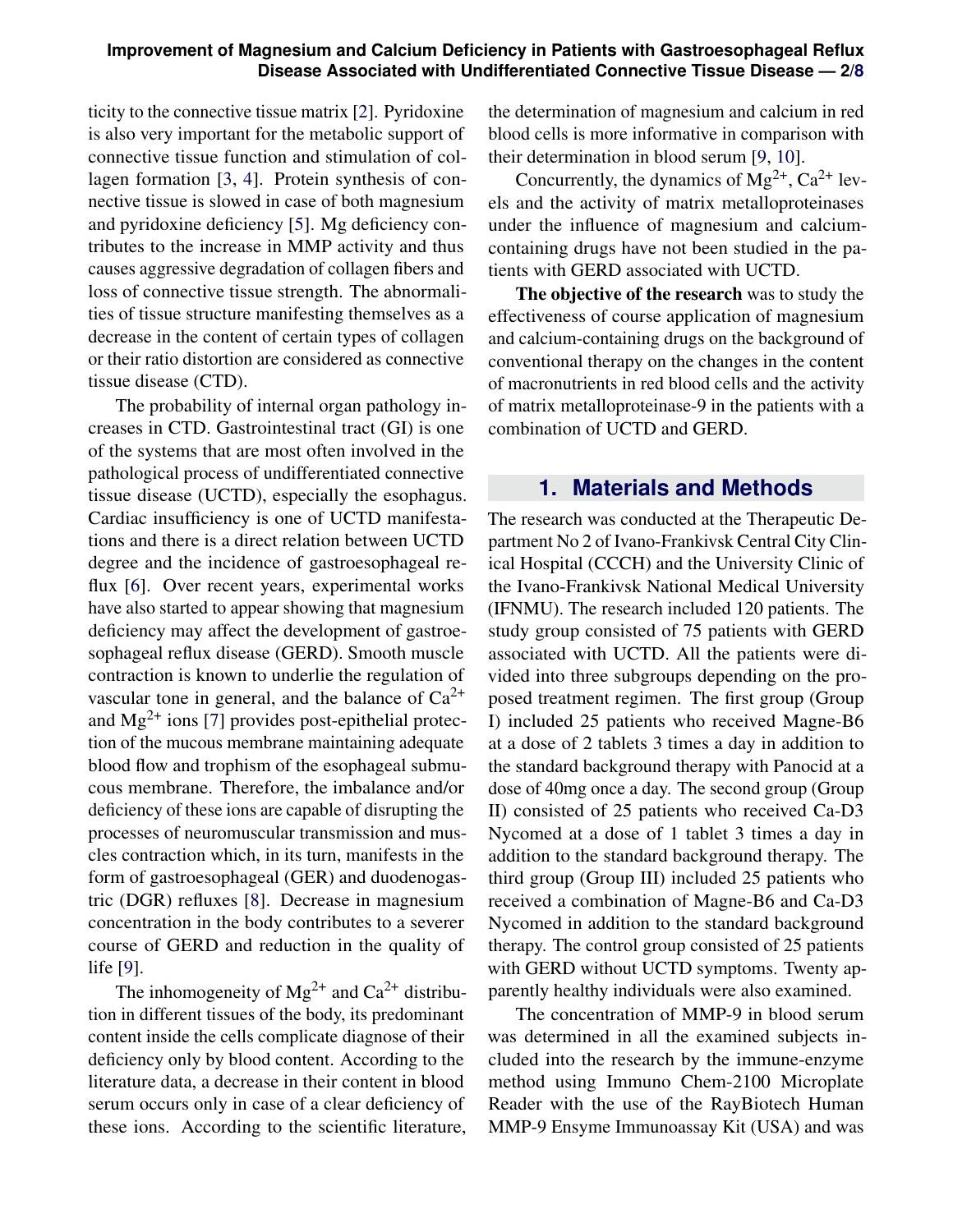ticity to the connective tissue matrix [2]. Pyridoxine is also very important for the metabolic support of connective tissue function and stimulation of collagen formation [3, 4]. Protein synthesis of connective tissue is slowed in case of both magnesium and pyridoxine deficiency [5]. Mg deficiency contributes to the increase in MMP activity and thus causes aggressive degradation of collagen fibers and loss of connective tissue strength. The abnormalities of tissue structure manifesting themselves as a decrease in the content of certain types of collagen or their ratio distortion are considered as connective tissue disease (CTD).

The probability of internal organ pathology increases in CTD. Gastrointestinal tract (GI) is one of the systems that are most often involved in the pathological process of undifferentiated connective tissue disease (UCTD), especially the esophagus. Cardiac insufficiency is one of UCTD manifestations and there is a direct relation between UCTD degree and the incidence of gastroesophageal reflux [6]. Over recent years, experimental works have also started to appear showing that magnesium deficiency may affect the development of gastroesophageal reflux disease (GERD). Smooth muscle contraction is known to underlie the regulation of vascular tone in general, and the balance of $Ca^{2+}$ and $Mg^{2+}$ ions [7] provides post-epithelial protection of the mucous membrane maintaining adequate blood flow and trophism of the esophageal submucous membrane. Therefore, the imbalance and/or deficiency of these ions are capable of disrupting the processes of neuromuscular transmission and muscles contraction which, in its turn, manifests in the form of gastroesophageal (GER) and duodenogastric (DGR) refluxes [8]. Decrease in magnesium concentration in the body contributes to a severer course of GERD and reduction in the quality of life [9].

The inhomogeneity of $Mg^{2+}$ and $Ca^{2+}$ distribution in different tissues of the body, its predominant content inside the cells complicate diagnose of their deficiency only by blood content. According to the literature data, a decrease in their content in blood serum occurs only in case of a clear deficiency of these ions. According to the scientific literature, the determination of magnesium and calcium in red blood cells is more informative in comparison with their determination in blood serum [9, 10].

Concurrently, the dynamics of $Mg^{2+}$, $Ca^{2+}$ levels and the activity of matrix metalloproteinases under the influence of magnesium and calcium-containing drugs have not been studied in the patients with GERD associated with UCTD.

**The objective of the research** was to study the effectiveness of course application of magnesium and calcium-containing drugs on the background of conventional therapy on the changes in the content of macronutrients in red blood cells and the activity of matrix metalloproteinase-9 in the patients with a combination of UCTD and GERD.

## 1. Materials and Methods

The research was conducted at the Therapeutic Department No 2 of Ivano-Frankivsk Central City Clinical Hospital (CCCH) and the University Clinic of the Ivano-Frankivsk National Medical University (IFNMU). The research included 120 patients. The study group consisted of 75 patients with GERD associated with UCTD. All the patients were divided into three subgroups depending on the proposed treatment regimen. The first group (Group I) included 25 patients who received Magne-B6 at a dose of 2 tablets 3 times a day in addition to the standard background therapy with Panocid at a dose of 40mg once a day. The second group (Group II) consisted of 25 patients who received Ca-D3 Nycomed at a dose of 1 tablet 3 times a day in addition to the standard background therapy. The third group (Group III) included 25 patients who received a combination of Magne-B6 and Ca-D3 Nycomed in addition to the standard background therapy. The control group consisted of 25 patients with GERD without UCTD symptoms. Twenty apparently healthy individuals were also examined.

The concentration of MMP-9 in blood serum was determined in all the examined subjects included into the research by the immune-enzyme method using Immuno Chem-2100 Microplate Reader with the use of the RayBiotech Human MMP-9 Ensyme Immunoassay Kit (USA) and was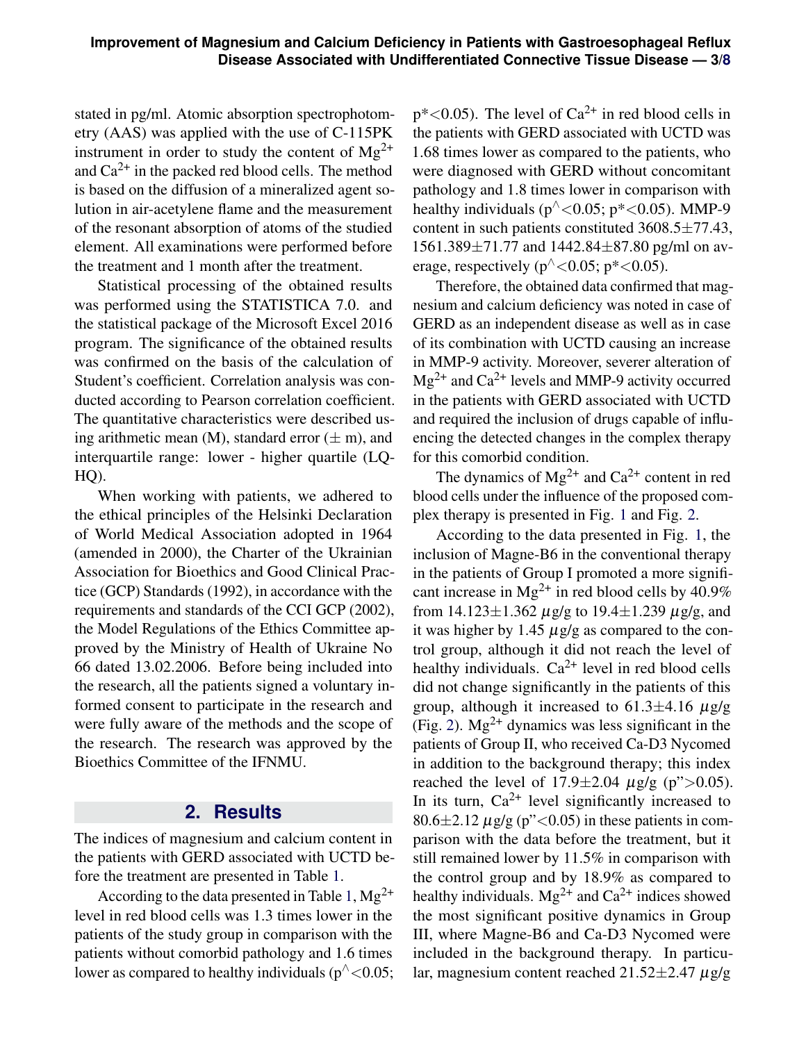stated in pg/ml. Atomic absorption spectrophotometry (AAS) was applied with the use of C-115PK instrument in order to study the content of $Mg^{2+}$ and $Ca^{2+}$ in the packed red blood cells. The method is based on the diffusion of a mineralized agent solution in air-acetylene flame and the measurement of the resonant absorption of atoms of the studied element. All examinations were performed before the treatment and 1 month after the treatment.

Statistical processing of the obtained results was performed using the STATISTICA 7.0. and the statistical package of the Microsoft Excel 2016 program. The significance of the obtained results was confirmed on the basis of the calculation of Student's coefficient. Correlation analysis was conducted according to Pearson correlation coefficient. The quantitative characteristics were described using arithmetic mean (M), standard error ($\pm$ m), and interquartile range: lower - higher quartile (LQ-HQ).

When working with patients, we adhered to the ethical principles of the Helsinki Declaration of World Medical Association adopted in 1964 (amended in 2000), the Charter of the Ukrainian Association for Bioethics and Good Clinical Practice (GCP) Standards (1992), in accordance with the requirements and standards of the CCI GCP (2002), the Model Regulations of the Ethics Committee approved by the Ministry of Health of Ukraine No 66 dated 13.02.2006. Before being included into the research, all the patients signed a voluntary informed consent to participate in the research and were fully aware of the methods and the scope of the research. The research was approved by the Bioethics Committee of the IFNMU.

## 2. Results

The indices of magnesium and calcium content in the patients with GERD associated with UCTD before the treatment are presented in Table 1.

According to the data presented in Table 1, $Mg^{2+}$ level in red blood cells was 1.3 times lower in the patients of the study group in comparison with the patients without comorbid pathology and 1.6 times lower as compared to healthy individuals ($p^{\wedge}<0.05$; $p^{*}<0.05$). The level of $Ca^{2+}$ in red blood cells in the patients with GERD associated with UCTD was 1.68 times lower as compared to the patients, who were diagnosed with GERD without concomitant pathology and 1.8 times lower in comparison with healthy individuals ($p^{\wedge}<0.05$; $p^{*}<0.05$). MMP-9 content in such patients constituted 3608.5$\pm$77.43, 1561.389$\pm$71.77 and 1442.84$\pm$87.80 pg/ml on average, respectively ($p^{\wedge}<0.05$; $p^{*}<0.05$).

Therefore, the obtained data confirmed that magnesium and calcium deficiency was noted in case of GERD as an independent disease as well as in case of its combination with UCTD causing an increase in MMP-9 activity. Moreover, severer alteration of $Mg^{2+}$ and $Ca^{2+}$ levels and MMP-9 activity occurred in the patients with GERD associated with UCTD and required the inclusion of drugs capable of influencing the detected changes in the complex therapy for this comorbid condition.

The dynamics of $Mg^{2+}$ and $Ca^{2+}$ content in red blood cells under the influence of the proposed complex therapy is presented in Fig. 1 and Fig. 2.

According to the data presented in Fig. 1, the inclusion of Magne-B6 in the conventional therapy in the patients of Group I promoted a more significant increase in $Mg^{2+}$ in red blood cells by 40.9% from 14.123$\pm$1.362 $\mu$g/g to 19.4$\pm$1.239 $\mu$g/g, and it was higher by 1.45 $\mu$g/g as compared to the control group, although it did not reach the level of healthy individuals. $Ca^{2+}$ level in red blood cells did not change significantly in the patients of this group, although it increased to 61.3$\pm$4.16 $\mu$g/g (Fig. 2). $Mg^{2+}$ dynamics was less significant in the patients of Group II, who received Ca-D3 Nycomed in addition to the background therapy; this index reached the level of 17.9$\pm$2.04 $\mu$g/g ($p''>0.05$). In its turn, $Ca^{2+}$ level significantly increased to 80.6$\pm$2.12 $\mu$g/g ($p''<0.05$) in these patients in comparison with the data before the treatment, but it still remained lower by 11.5% in comparison with the control group and by 18.9% as compared to healthy individuals. $Mg^{2+}$ and $Ca^{2+}$ indices showed the most significant positive dynamics in Group III, where Magne-B6 and Ca-D3 Nycomed were included in the background therapy. In particular, magnesium content reached 21.52$\pm$2.47 $\mu$g/g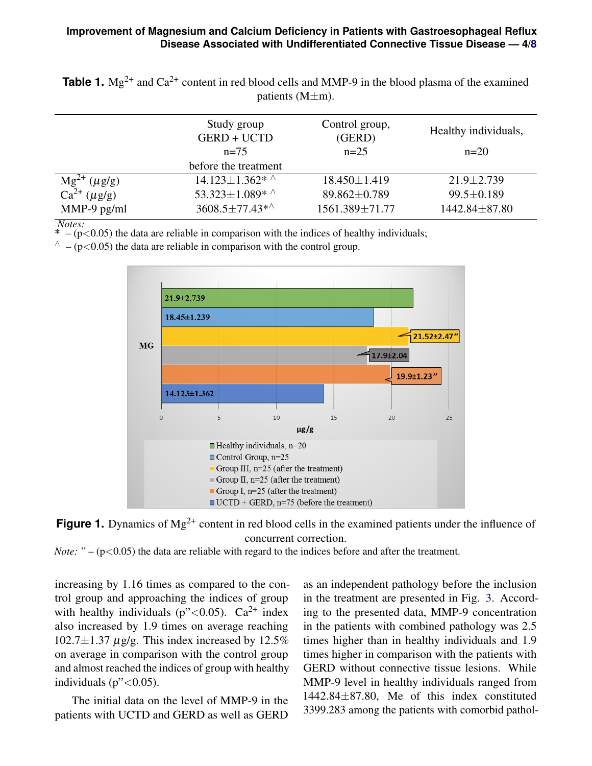**Table 1.** $Mg^{2+}$ and $Ca^{2+}$ content in red blood cells and MMP-9 in the blood plasma of the examined patients (M±m).

| | Study group GERD + UCTD n=75 before the treatment | Control group, (GERD) n=25 | Healthy individuals, n=20 |
|---|---|---|---|
| $Mg^{2+}$ ($\mu$g/g) | 14.123±1.362* ^ | 18.450±1.419 | 21.9±2.739 |
| $Ca^{2+}$ ($\mu$g/g) | 53.323±1.089* ^ | 89.862±0.789 | 99.5±0.189 |
| MMP-9 pg/ml | 3608.5±77.43*^ | 1561.389±71.77 | 1442.84±87.80 |

*Notes:*
\* – ($p<0.05$) the data are reliable in comparison with the indices of healthy individuals;
^ – ($p<0.05$) the data are reliable in comparison with the control group.

**Figure 1.** Dynamics of $Mg^{2+}$ content in red blood cells in the examined patients under the influence of concurrent correction.

*Note:* ” – ($p<0.05$) the data are reliable with regard to the indices before and after the treatment.

increasing by 1.16 times as compared to the control group and approaching the indices of group with healthy individuals (p”<0.05). $Ca^{2+}$ index also increased by 1.9 times on average reaching 102.7±1.37 $\mu$g/g. This index increased by 12.5% on average in comparison with the control group and almost reached the indices of group with healthy individuals (p”<0.05).

The initial data on the level of MMP-9 in the patients with UCTD and GERD as well as GERD as an independent pathology before the inclusion in the treatment are presented in Fig. 3. According to the presented data, MMP-9 concentration in the patients with combined pathology was 2.5 times higher than in healthy individuals and 1.9 times higher in comparison with the patients with GERD without connective tissue lesions. While MMP-9 level in healthy individuals ranged from 1442.84±87.80, Me of this index constituted 3399.283 among the patients with comorbid pathol-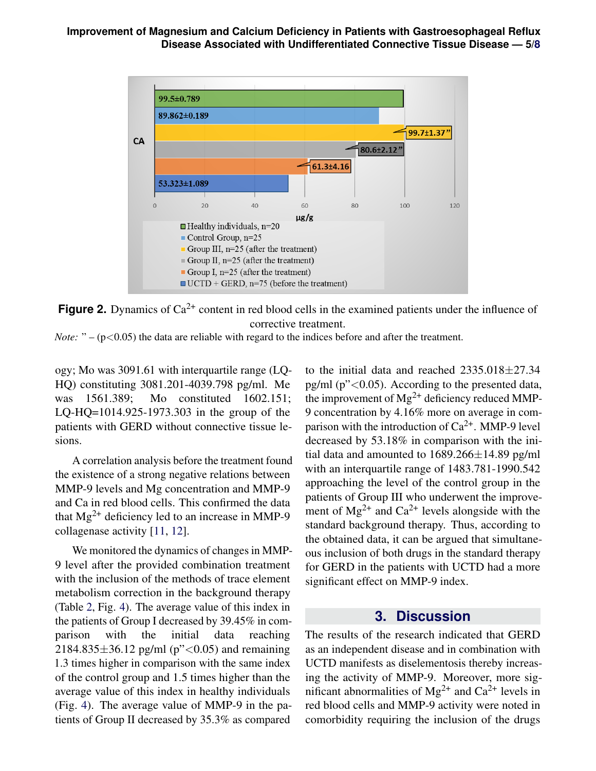**Figure 2.** Dynamics of $Ca^{2+}$ content in red blood cells in the examined patients under the influence of corrective treatment.

*Note:* ” – ($p<0.05$) the data are reliable with regard to the indices before and after the treatment.

ogy; Mo was 3091.61 with interquartile range (LQ-HQ) constituting 3081.201-4039.798 pg/ml. Me was 1561.389; Mo constituted 1602.151; LQ-HQ=1014.925-1973.303 in the group of the patients with GERD without connective tissue lesions.

A correlation analysis before the treatment found the existence of a strong negative relations between MMP-9 levels and Mg concentration and MMP-9 and Ca in red blood cells. This confirmed the data that $Mg^{2+}$ deficiency led to an increase in MMP-9 collagenase activity [11, 12].

We monitored the dynamics of changes in MMP-9 level after the provided combination treatment with the inclusion of the methods of trace element metabolism correction in the background therapy (Table 2, Fig. 4). The average value of this index in the patients of Group I decreased by 39.45% in comparison with the initial data reaching 2184.835±36.12 pg/ml (p”<0.05) and remaining 1.3 times higher in comparison with the same index of the control group and 1.5 times higher than the average value of this index in healthy individuals (Fig. 4). The average value of MMP-9 in the patients of Group II decreased by 35.3% as compared to the initial data and reached 2335.018±27.34 pg/ml (p”<0.05). According to the presented data, the improvement of $Mg^{2+}$ deficiency reduced MMP-9 concentration by 4.16% more on average in comparison with the introduction of $Ca^{2+}$. MMP-9 level decreased by 53.18% in comparison with the initial data and amounted to 1689.266±14.89 pg/ml with an interquartile range of 1483.781-1990.542 approaching the level of the control group in the patients of Group III who underwent the improvement of $Mg^{2+}$ and $Ca^{2+}$ levels alongside with the standard background therapy. Thus, according to the obtained data, it can be argued that simultaneous inclusion of both drugs in the standard therapy for GERD in the patients with UCTD had a more significant effect on MMP-9 index.

## 3. Discussion

The results of the research indicated that GERD as an independent disease and in combination with UCTD manifests as diselementosis thereby increasing the activity of MMP-9. Moreover, more significant abnormalities of $Mg^{2+}$ and $Ca^{2+}$ levels in red blood cells and MMP-9 activity were noted in comorbidity requiring the inclusion of the drugs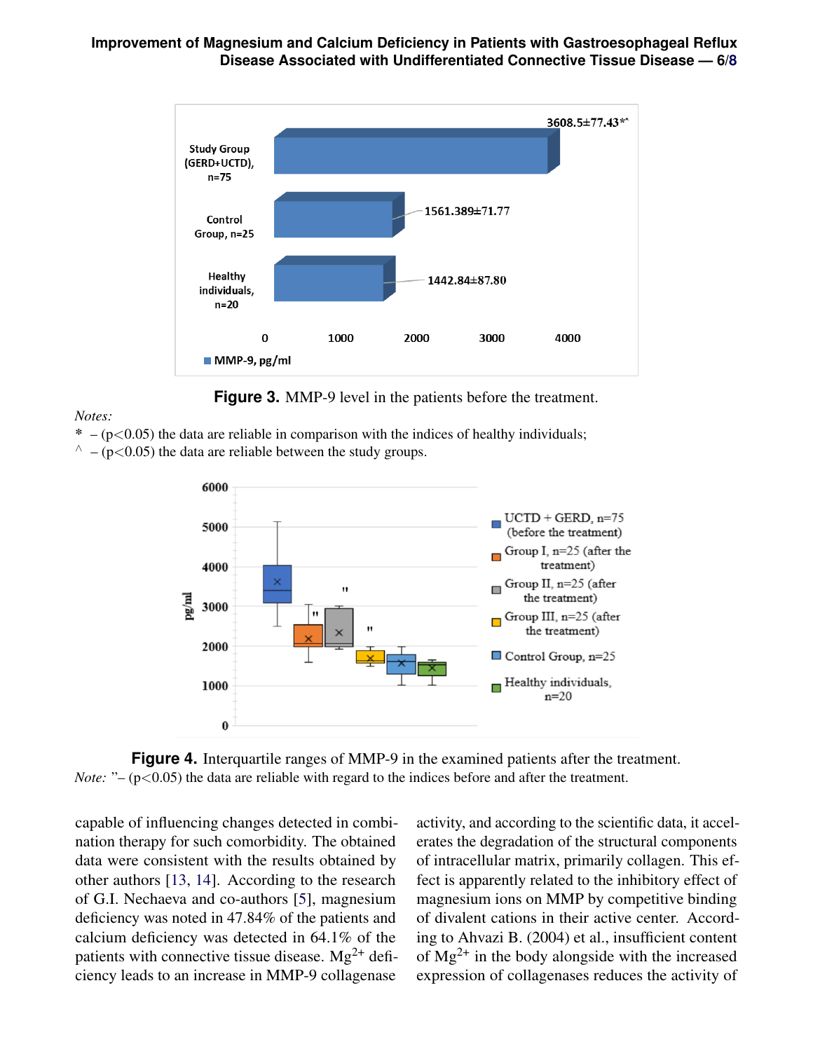**Figure 3.** MMP-9 level in the patients before the treatment.

*Notes:*
\* – ($p<0.05$) the data are reliable in comparison with the indices of healthy individuals;
^ – ($p<0.05$) the data are reliable between the study groups.

**Figure 4.** Interquartile ranges of MMP-9 in the examined patients after the treatment.
*Note:* ”– ($p<0.05$) the data are reliable with regard to the indices before and after the treatment.

capable of influencing changes detected in combination therapy for such comorbidity. The obtained data were consistent with the results obtained by other authors [13, 14]. According to the research of G.I. Nechaeva and co-authors [5], magnesium deficiency was noted in 47.84% of the patients and calcium deficiency was detected in 64.1% of the patients with connective tissue disease. $Mg^{2+}$ deficiency leads to an increase in MMP-9 collagenase activity, and according to the scientific data, it accelerates the degradation of the structural components of intracellular matrix, primarily collagen. This effect is apparently related to the inhibitory effect of magnesium ions on MMP by competitive binding of divalent cations in their active center. According to Ahvazi B. (2004) et al., insufficient content of $Mg^{2+}$ in the body alongside with the increased expression of collagenases reduces the activity of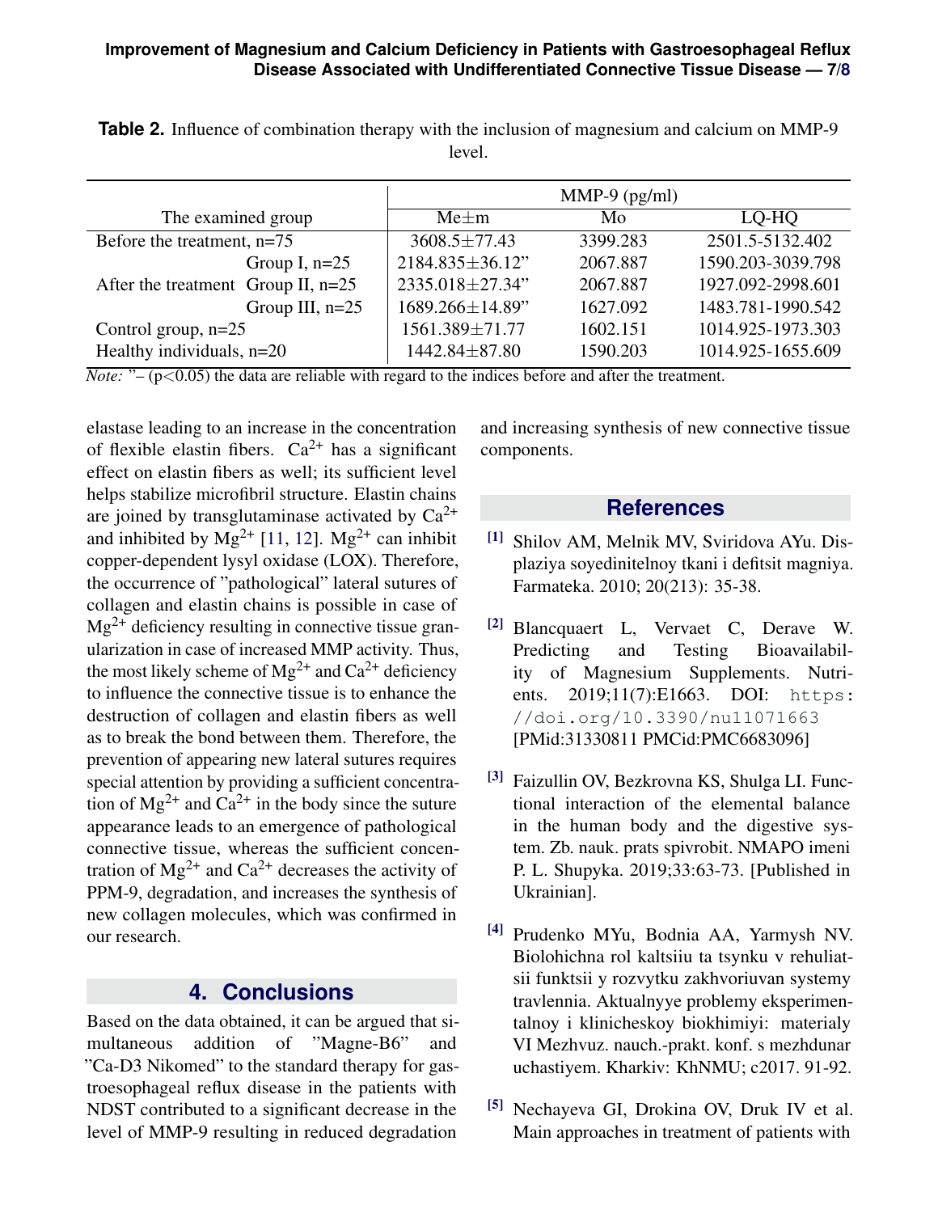**Table 2.** Influence of combination therapy with the inclusion of magnesium and calcium on MMP-9 level.

| The examined group | | MMP-9 (pg/ml) | | |
|---|---|---|---|---|
| | | Me±m | Mo | LQ-HQ |
| Before the treatment, n=75 | | 3608.5±77.43 | 3399.283 | 2501.5-5132.402 |
| After the treatment | Group I, n=25 | 2184.835±36.12” | 2067.887 | 1590.203-3039.798 |
| | Group II, n=25 | 2335.018±27.34” | 2067.887 | 1927.092-2998.601 |
| | Group III, n=25 | 1689.266±14.89” | 1627.092 | 1483.781-1990.542 |
| Control group, n=25 | | 1561.389±71.77 | 1602.151 | 1014.925-1973.303 |
| Healthy individuals, n=20 | | 1442.84±87.80 | 1590.203 | 1014.925-1655.609 |

*Note:* ”– ($p<0.05$) the data are reliable with regard to the indices before and after the treatment.

elastase leading to an increase in the concentration of flexible elastin fibers. $Ca^{2+}$ has a significant effect on elastin fibers as well; its sufficient level helps stabilize microfibril structure. Elastin chains are joined by transglutaminase activated by $Ca^{2+}$ and inhibited by $Mg^{2+}$ [11, 12]. $Mg^{2+}$ can inhibit copper-dependent lysyl oxidase (LOX). Therefore, the occurrence of ”pathological” lateral sutures of collagen and elastin chains is possible in case of $Mg^{2+}$ deficiency resulting in connective tissue granularization in case of increased MMP activity. Thus, the most likely scheme of $Mg^{2+}$ and $Ca^{2+}$ deficiency to influence the connective tissue is to enhance the destruction of collagen and elastin fibers as well as to break the bond between them. Therefore, the prevention of appearing new lateral sutures requires special attention by providing a sufficient concentration of $Mg^{2+}$ and $Ca^{2+}$ in the body since the suture appearance leads to an emergence of pathological connective tissue, whereas the sufficient concentration of $Mg^{2+}$ and $Ca^{2+}$ decreases the activity of PPM-9, degradation, and increases the synthesis of new collagen molecules, which was confirmed in our research.

## 4. Conclusions

Based on the data obtained, it can be argued that simultaneous addition of ”Magne-B6” and ”Ca-D3 Nikomed” to the standard therapy for gastroesophageal reflux disease in the patients with NDST contributed to a significant decrease in the level of MMP-9 resulting in reduced degradation and increasing synthesis of new connective tissue components.

## References

[1] Shilov AM, Melnik MV, Sviridova AYu. Displaziya soyedinitelnoy tkani i defitsit magniya. Farmateka. 2010; 20(213): 35-38.

[2] Blancquaert L, Vervaet C, Derave W. Predicting and Testing Bioavailability of Magnesium Supplements. Nutrients. 2019;11(7):E1663. DOI: https://doi.org/10.3390/nu11071663 [PMid:31330811 PMCid:PMC6683096]

[3] Faizullin OV, Bezkrovna KS, Shulga LI. Functional interaction of the elemental balance in the human body and the digestive system. Zb. nauk. prats spivrobit. NMAPO imeni P. L. Shupyka. 2019;33:63-73. [Published in Ukrainian].

[4] Prudenko MYu, Bodnia AA, Yarmysh NV. Biolohichna rol kaltsiiu ta tsynku v rehuliatsii funktsii y rozvytku zakhvoriuvan systemy travlennia. Aktualnyye problemy eksperimentalnoy i klinicheskoy biokhimiyi: materialy VI Mezhvuz. nauch.-prakt. konf. s mezhdunar uchastiyem. Kharkiv: KhNMU; c2017. 91-92.

[5] Nechayeva GI, Drokina OV, Druk IV et al. Main approaches in treatment of patients with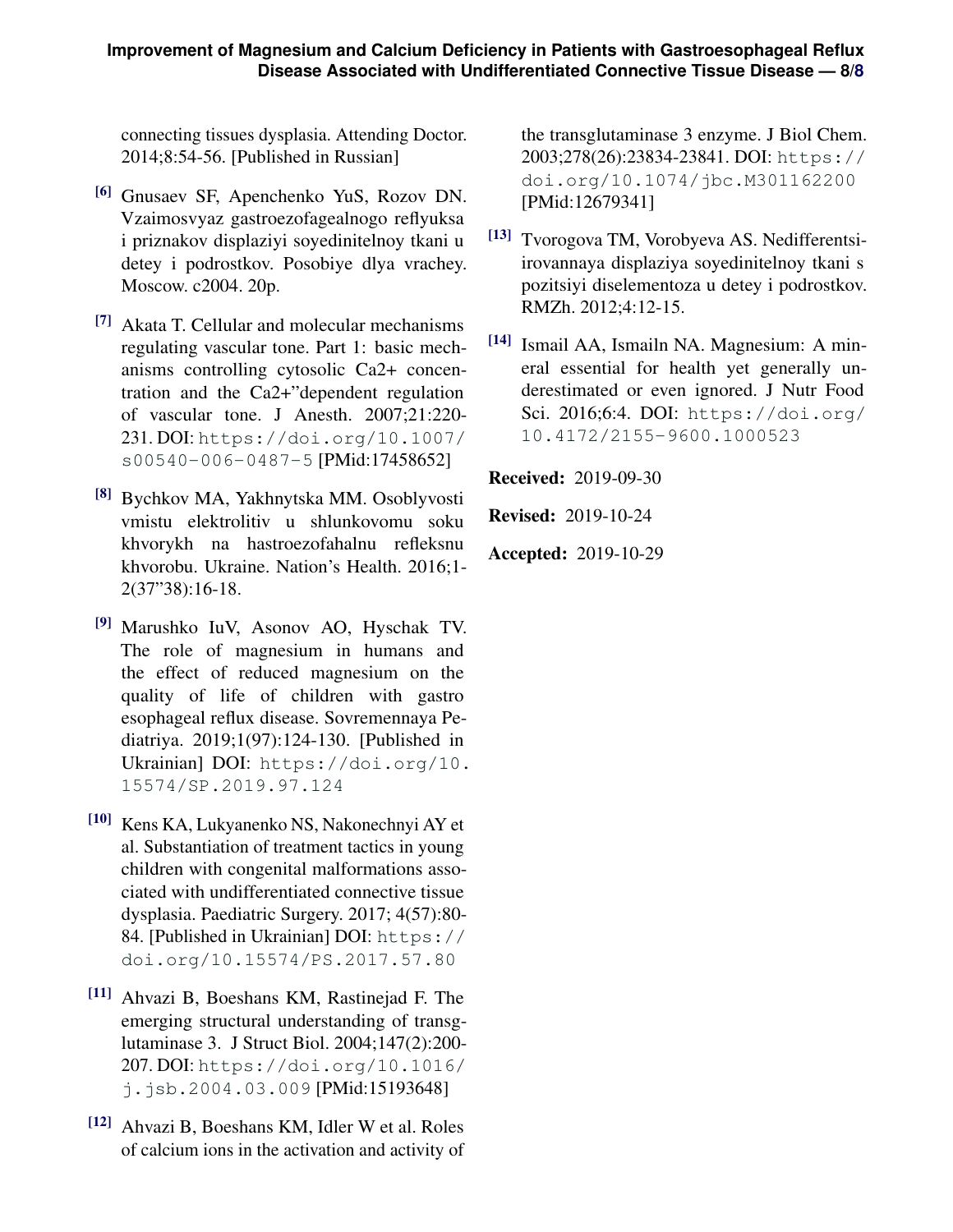connecting tissues dysplasia. Attending Doctor. 2014;8:54-56. [Published in Russian]

[6] Gnusaev SF, Apenchenko YuS, Rozov DN. Vzaimosvyaz gastroezofagealnogo reflyuksa i priznakov displaziyi soyedinitelnoy tkani u detey i podrostkov. Posobiye dlya vrachey. Moscow. c2004. 20p.

[7] Akata T. Cellular and molecular mechanisms regulating vascular tone. Part 1: basic mechanisms controlling cytosolic Ca2+ concentration and the Ca2+"dependent regulation of vascular tone. J Anesth. 2007;21:220-231. DOI: https://doi.org/10.1007/s00540-006-0487-5 [PMid:17458652]

[8] Bychkov MA, Yakhnytska MM. Osoblyvosti vmistu elektrolitiv u shlunkovomu soku khvorykh na hastroezofahalnu refleksnu khvorobu. Ukraine. Nation's Health. 2016;1-2(37"38):16-18.

[9] Marushko IuV, Asonov AO, Hyschak TV. The role of magnesium in humans and the effect of reduced magnesium on the quality of life of children with gastro esophageal reflux disease. Sovremennaya Pediatriya. 2019;1(97):124-130. [Published in Ukrainian] DOI: https://doi.org/10.15574/SP.2019.97.124

[10] Kens KA, Lukyanenko NS, Nakonechnyi AY et al. Substantiation of treatment tactics in young children with congenital malformations associated with undifferentiated connective tissue dysplasia. Paediatric Surgery. 2017; 4(57):80-84. [Published in Ukrainian] DOI: https://doi.org/10.15574/PS.2017.57.80

[11] Ahvazi B, Boeshans KM, Rastinejad F. The emerging structural understanding of transglutaminase 3. J Struct Biol. 2004;147(2):200-207. DOI: https://doi.org/10.1016/j.jsb.2004.03.009 [PMid:15193648]

[12] Ahvazi B, Boeshans KM, Idler W et al. Roles of calcium ions in the activation and activity of the transglutaminase 3 enzyme. J Biol Chem. 2003;278(26):23834-23841. DOI: https://doi.org/10.1074/jbc.M301162200 [PMid:12679341]

[13] Tvorogova TM, Vorobyeva AS. Nedifferentsirovannaya displaziya soyedinitelnoy tkani s pozitsiyi diselementoza u detey i podrostkov. RMZh. 2012;4:12-15.

[14] Ismail AA, Ismailn NA. Magnesium: A mineral essential for health yet generally underestimated or even ignored. J Nutr Food Sci. 2016;6:4. DOI: https://doi.org/10.4172/2155-9600.1000523

**Received:** 2019-09-30

**Revised:** 2019-10-24

**Accepted:** 2019-10-29